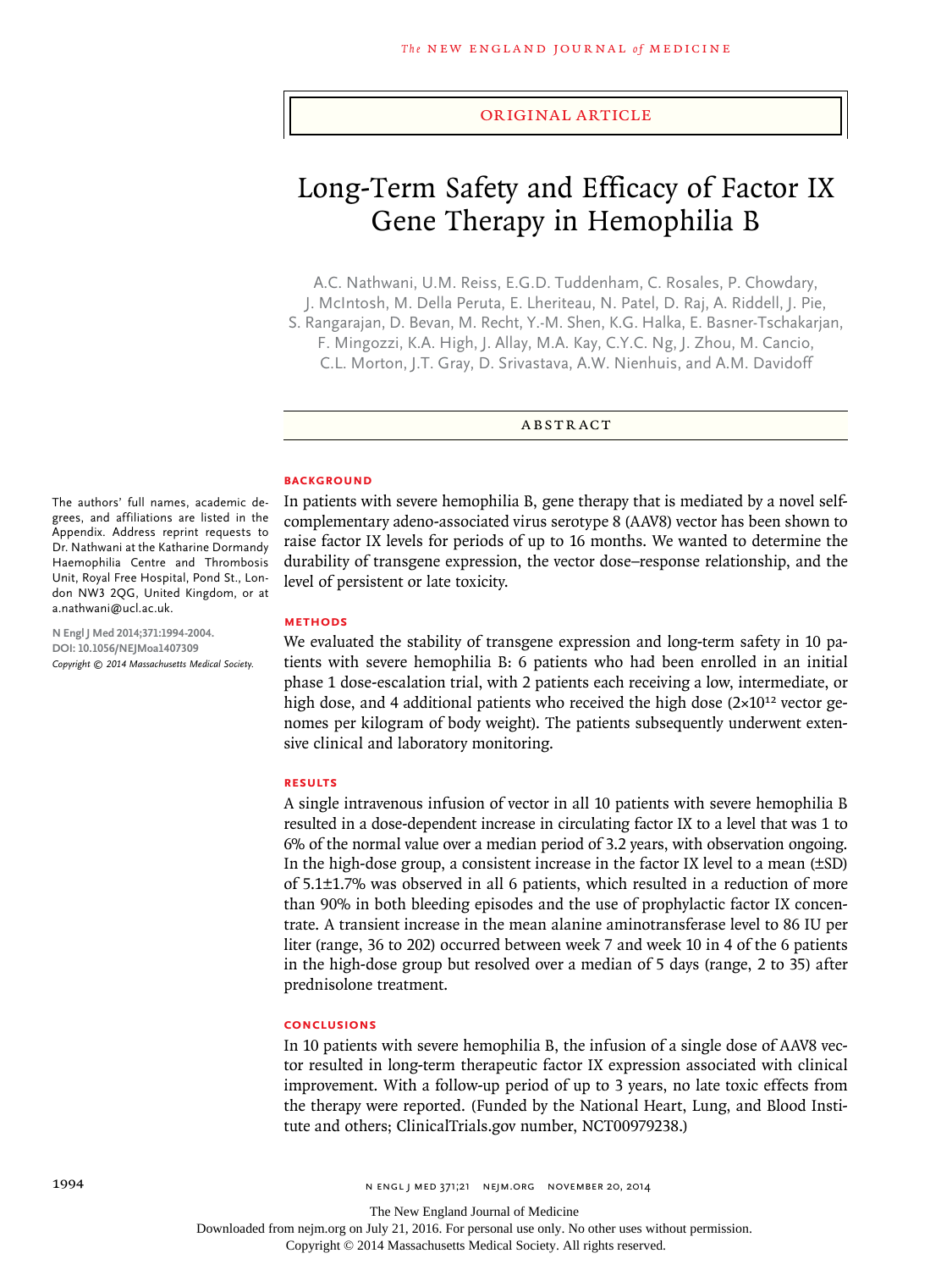ORIGINAL ARTICLE

# Long-Term Safety and Efficacy of Factor IX Gene Therapy in Hemophilia B

A.C. Nathwani, U.M. Reiss, E.G.D. Tuddenham, C. Rosales, P. Chowdary, J. McIntosh, M. Della Peruta, E. Lheriteau, N. Patel, D. Raj, A. Riddell, J. Pie, S. Rangarajan, D. Bevan, M. Recht, Y.-M. Shen, K.G. Halka, E. Basner-Tschakarjan, F. Mingozzi, K.A. High, J. Allay, M.A. Kay, C.Y.C. Ng, J. Zhou, M. Cancio, C.L. Morton, J.T. Gray, D. Srivastava, A.W. Nienhuis, and A.M. Davidoff

The authors' full names, academic degrees, and affiliations are listed in the Appendix. Address reprint requests to Dr. Nathwani at the Katharine Dormandy Haemophilia Centre and Thrombosis Unit, Royal Free Hospital, Pond St., London NW3 2QG, United Kingdom, or at a.nathwani@ucl.ac.uk.

N Engl J Med 2014;371:1994-2004.
DOI: 10.1056/NEJMoa1407309
*Copyright © 2014 Massachusetts Medical Society.*

## ABSTRACT

### BACKGROUND

In patients with severe hemophilia B, gene therapy that is mediated by a novel self-complementary adeno-associated virus serotype 8 (AAV8) vector has been shown to raise factor IX levels for periods of up to 16 months. We wanted to determine the durability of transgene expression, the vector dose–response relationship, and the level of persistent or late toxicity.

### METHODS

We evaluated the stability of transgene expression and long-term safety in 10 patients with severe hemophilia B: 6 patients who had been enrolled in an initial phase 1 dose-escalation trial, with 2 patients each receiving a low, intermediate, or high dose, and 4 additional patients who received the high dose ($2\times10^{12}$ vector genomes per kilogram of body weight). The patients subsequently underwent extensive clinical and laboratory monitoring.

### RESULTS

A single intravenous infusion of vector in all 10 patients with severe hemophilia B resulted in a dose-dependent increase in circulating factor IX to a level that was 1 to 6% of the normal value over a median period of 3.2 years, with observation ongoing. In the high-dose group, a consistent increase in the factor IX level to a mean (±SD) of 5.1±1.7% was observed in all 6 patients, which resulted in a reduction of more than 90% in both bleeding episodes and the use of prophylactic factor IX concentrate. A transient increase in the mean alanine aminotransferase level to 86 IU per liter (range, 36 to 202) occurred between week 7 and week 10 in 4 of the 6 patients in the high-dose group but resolved over a median of 5 days (range, 2 to 35) after prednisolone treatment.

### CONCLUSIONS

In 10 patients with severe hemophilia B, the infusion of a single dose of AAV8 vector resulted in long-term therapeutic factor IX expression associated with clinical improvement. With a follow-up period of up to 3 years, no late toxic effects from the therapy were reported. (Funded by the National Heart, Lung, and Blood Institute and others; ClinicalTrials.gov number, NCT00979238.)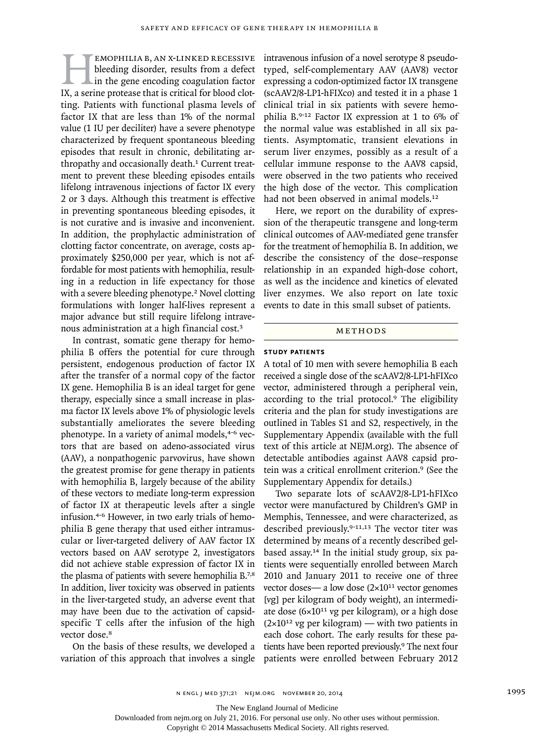Hemophilia B, an X-linked recessive bleeding disorder, results from a defect in the gene encoding coagulation factor IX, a serine protease that is critical for blood clotting. Patients with functional plasma levels of factor IX that are less than 1% of the normal value (1 IU per deciliter) have a severe phenotype characterized by frequent spontaneous bleeding episodes that result in chronic, debilitating arthropathy and occasionally death.[1] Current treatment to prevent these bleeding episodes entails lifelong intravenous injections of factor IX every 2 or 3 days. Although this treatment is effective in preventing spontaneous bleeding episodes, it is not curative and is invasive and inconvenient. In addition, the prophylactic administration of clotting factor concentrate, on average, costs approximately $250,000 per year, which is not affordable for most patients with hemophilia, resulting in a reduction in life expectancy for those with a severe bleeding phenotype.[2] Novel clotting formulations with longer half-lives represent a major advance but still require lifelong intravenous administration at a high financial cost.[3]

In contrast, somatic gene therapy for hemophilia B offers the potential for cure through persistent, endogenous production of factor IX after the transfer of a normal copy of the factor IX gene. Hemophilia B is an ideal target for gene therapy, especially since a small increase in plasma factor IX levels above 1% of physiologic levels substantially ameliorates the severe bleeding phenotype. In a variety of animal models,[4-6] vectors that are based on adeno-associated virus (AAV), a nonpathogenic parvovirus, have shown the greatest promise for gene therapy in patients with hemophilia B, largely because of the ability of these vectors to mediate long-term expression of factor IX at therapeutic levels after a single infusion.[4-6] However, in two early trials of hemophilia B gene therapy that used either intramuscular or liver-targeted delivery of AAV factor IX vectors based on AAV serotype 2, investigators did not achieve stable expression of factor IX in the plasma of patients with severe hemophilia B.[7,8] In addition, liver toxicity was observed in patients in the liver-targeted study, an adverse event that may have been due to the activation of capsid-specific T cells after the infusion of the high vector dose.[8]

On the basis of these results, we developed a variation of this approach that involves a single intravenous infusion of a novel serotype 8 pseudotyped, self-complementary AAV (AAV8) vector expressing a codon-optimized factor IX transgene (scAAV2/8-LP1-hFIXco) and tested it in a phase 1 clinical trial in six patients with severe hemophilia B.[9-12] Factor IX expression at 1 to 6% of the normal value was established in all six patients. Asymptomatic, transient elevations in serum liver enzymes, possibly as a result of a cellular immune response to the AAV8 capsid, were observed in the two patients who received the high dose of the vector. This complication had not been observed in animal models.[12]

Here, we report on the durability of expression of the therapeutic transgene and long-term clinical outcomes of AAV-mediated gene transfer for the treatment of hemophilia B. In addition, we describe the consistency of the dose–response relationship in an expanded high-dose cohort, as well as the incidence and kinetics of elevated liver enzymes. We also report on late toxic events to date in this small subset of patients.

## Methods

### Study Patients

A total of 10 men with severe hemophilia B each received a single dose of the scAAV2/8-LP1-hFIXco vector, administered through a peripheral vein, according to the trial protocol.[9] The eligibility criteria and the plan for study investigations are outlined in Tables S1 and S2, respectively, in the Supplementary Appendix (available with the full text of this article at NEJM.org). The absence of detectable antibodies against AAV8 capsid protein was a critical enrollment criterion.[9] (See the Supplementary Appendix for details.)

Two separate lots of scAAV2/8-LP1-hFIXco vector were manufactured by Children's GMP in Memphis, Tennessee, and were characterized, as described previously.[9-11,13] The vector titer was determined by means of a recently described gel-based assay.[14] In the initial study group, six patients were sequentially enrolled between March 2010 and January 2011 to receive one of three vector doses— a low dose ($2\times10^{11}$ vector genomes [vg] per kilogram of body weight), an intermediate dose ($6\times10^{11}$ vg per kilogram), or a high dose ($2\times10^{12}$ vg per kilogram) — with two patients in each dose cohort. The early results for these patients have been reported previously.[9] The next four patients were enrolled between February 2012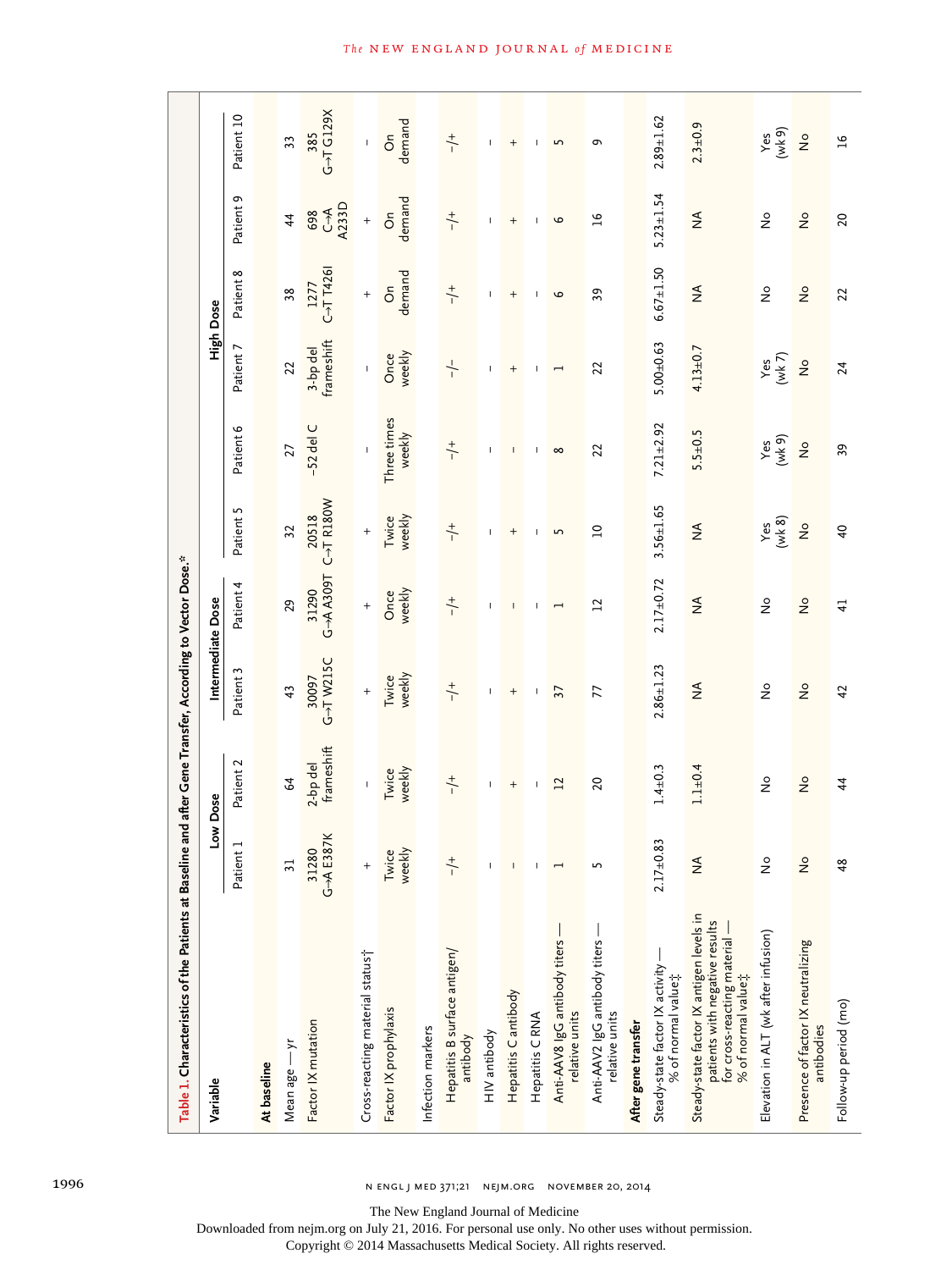**Table 1. Characteristics of the Patients at Baseline and after Gene Transfer, According to Vector Dose.***

| Variable | Low Dose | | Intermediate Dose | | High Dose | | | | | |
|---|---|---|---|---|---|---|---|---|---|---|
| | Patient 1 | Patient 2 | Patient 3 | Patient 4 | Patient 5 | Patient 6 | Patient 7 | Patient 8 | Patient 9 | Patient 10 |
| **At baseline** | | | | | | | | | | |
| Mean age — yr | 31 | 64 | 43 | 29 | 32 | 27 | 22 | 38 | 44 | 33 |
| Factor IX mutation | 31280 G→A E387K | 2-bp del frameshift | 30097 G→T W215C | 31290 G→A A309T | 20518 C→T R180W | −52 del C | 3-bp del frameshift | 1277 C→T T426I | 698 C→A A233D | 385 G→T G129X |
| Cross-reacting material status† | + | − | + | + | + | − | − | + | + | − |
| Factor IX prophylaxis | Twice weekly | Twice weekly | Twice weekly | Once weekly | Twice weekly | Three times weekly | Once weekly | On demand | On demand | On demand |
| Infection markers | | | | | | | | | | |
| Hepatitis B surface antigen/antibody | −/+ | −/+ | −/+ | −/+ | −/+ | −/+ | −/− | −/+ | −/+ | −/+ |
| HIV antibody | − | − | − | − | − | − | − | − | − | − |
| Hepatitis C antibody | − | + | + | − | + | − | + | + | + | + |
| Hepatitis C RNA | − | − | − | − | − | − | − | − | − | − |
| Anti-AAV8 IgG antibody titers — relative units | 1 | 12 | 37 | 1 | 5 | 8 | 1 | 6 | 6 | 5 |
| Anti-AAV2 IgG antibody titers — relative units | 5 | 20 | 77 | 12 | 10 | 22 | 22 | 39 | 16 | 9 |
| **After gene transfer** | | | | | | | | | | |
| Steady-state factor IX activity — % of normal value‡ | 2.17±0.83 | 1.4±0.3 | 2.86±1.23 | 2.17±0.72 | 3.56±1.65 | 7.21±2.92 | 5.00±0.63 | 6.67±1.50 | 5.23±1.54 | 2.89±1.62 |
| Steady-state factor IX antigen levels in patients with negative results for cross-reacting material — % of normal value‡ | NA | 1.1±0.4 | NA | NA | NA | 5.5±0.5 | 4.13±0.7 | NA | NA | 2.3±0.9 |
| Elevation in ALT (wk after infusion) | No | No | No | No | Yes (wk 8) | Yes (wk 9) | Yes (wk 7) | No | No | Yes (wk 9) |
| Presence of factor IX neutralizing antibodies | No | No | No | No | No | No | No | No | No | No |
| Follow-up period (mo) | 48 | 44 | 42 | 41 | 40 | 39 | 24 | 22 | 20 | 16 |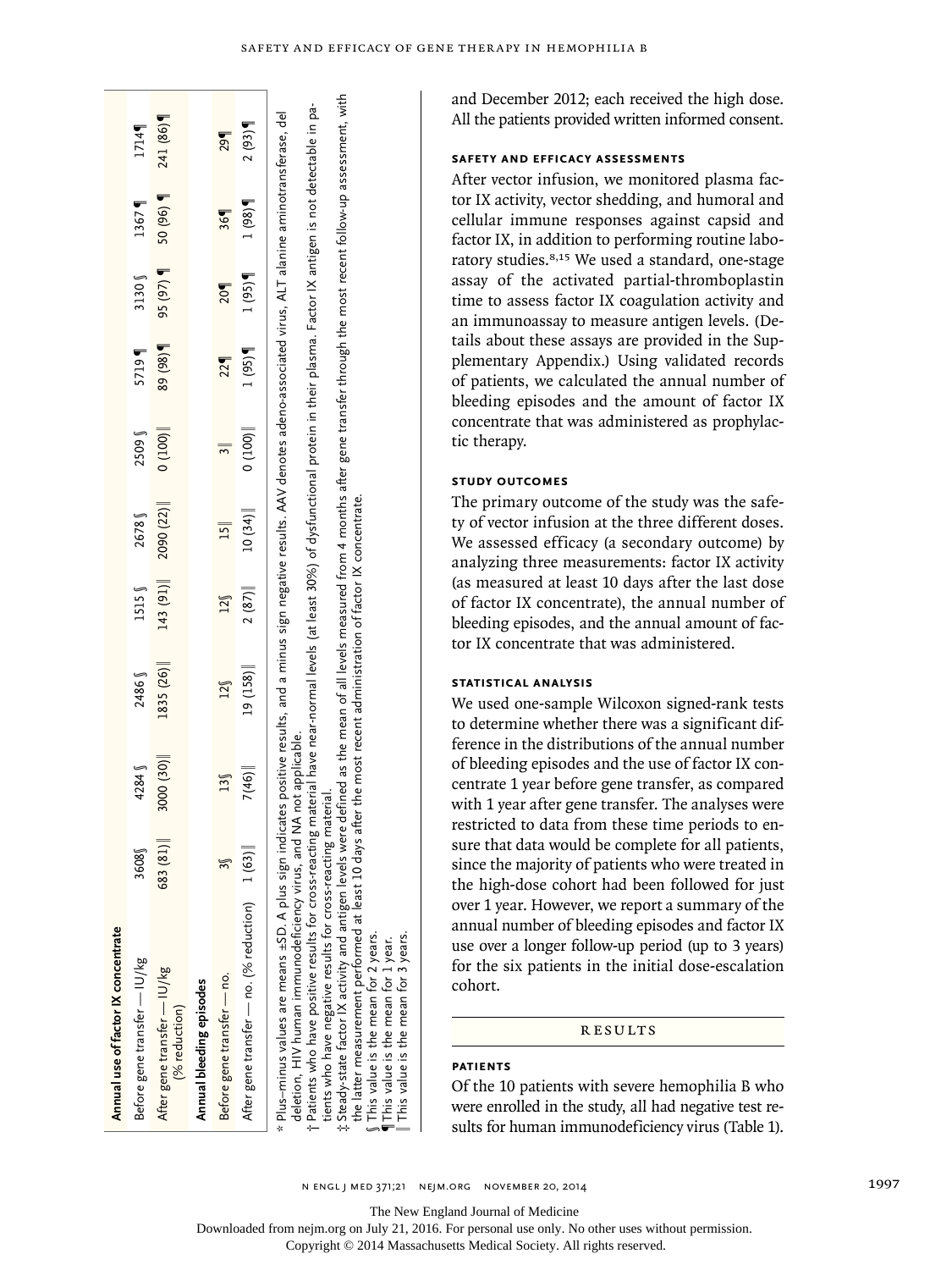| Annual use of factor IX concentrate | | | | | | | | | | |
|---|---|---|---|---|---|---|---|---|---|---|
| Before gene transfer — IU/kg | 3608§ | 4284 § | 2486 § | 1515 § | 2678 § | 2509 § | 5719 ¶ | 3130 § | 1367 ¶ | 1714¶ |
| After gene transfer — IU/kg (% reduction) | 683 (81)‖ | 3000 (30)‖ | 1835 (26)‖ | 143 (91)‖ | 2090 (22)‖ | 0 (100)‖ | 89 (98)¶ | 95 (97) ¶ | 50 (96) ¶ | 241 (86)¶ |
| **Annual bleeding episodes** | | | | | | | | | | |
| Before gene transfer — no. | 3§ | 13§ | 12§ | 12§ | 15‖ | 3‖ | 22¶ | 20¶ | 36¶ | 29¶ |
| After gene transfer — no. (% reduction) | 1 (63)‖ | 7(46)‖ | 19 (158)‖ | 2 (87)‖ | 10 (34)‖ | 0 (100)‖ | 1 (95)¶ | 1 (95)¶ | 1 (98)¶ | 2 (93) ¶ |

* Plus–minus values are means ±SD. A plus sign indicates positive results, and a minus sign negative results. AAV denotes adeno-associated virus, ALT alanine aminotransferase, del deletion, HIV human immunodeficiency virus, and NA not applicable.

† Patients who have positive results for cross-reacting material have near-normal levels (at least 30%) of dysfunctional protein in their plasma. Factor IX antigen is not detectable in patients who have negative results for cross-reacting material.

‡ Steady-state factor IX activity and antigen levels were defined as the mean of all levels measured from 4 months after gene transfer through the most recent follow-up assessment, with the latter measurement performed at least 10 days after the most recent administration of factor IX concentrate.

§ This value is the mean for 2 years.

¶ This value is the mean for 1 year.

‖ This value is the mean for 3 years.

and December 2012; each received the high dose. All the patients provided written informed consent.

### SAFETY AND EFFICACY ASSESSMENTS

After vector infusion, we monitored plasma factor IX activity, vector shedding, and humoral and cellular immune responses against capsid and factor IX, in addition to performing routine laboratory studies.[8,15] We used a standard, one-stage assay of the activated partial-thromboplastin time to assess factor IX coagulation activity and an immunoassay to measure antigen levels. (Details about these assays are provided in the Supplementary Appendix.) Using validated records of patients, we calculated the annual number of bleeding episodes and the amount of factor IX concentrate that was administered as prophylactic therapy.

### STUDY OUTCOMES

The primary outcome of the study was the safety of vector infusion at the three different doses. We assessed efficacy (a secondary outcome) by analyzing three measurements: factor IX activity (as measured at least 10 days after the last dose of factor IX concentrate), the annual number of bleeding episodes, and the annual amount of factor IX concentrate that was administered.

### STATISTICAL ANALYSIS

We used one-sample Wilcoxon signed-rank tests to determine whether there was a significant difference in the distributions of the annual number of bleeding episodes and the use of factor IX concentrate 1 year before gene transfer, as compared with 1 year after gene transfer. The analyses were restricted to data from these time periods to ensure that data would be complete for all patients, since the majority of patients who were treated in the high-dose cohort had been followed for just over 1 year. However, we report a summary of the annual number of bleeding episodes and factor IX use over a longer follow-up period (up to 3 years) for the six patients in the initial dose-escalation cohort.

## RESULTS

### PATIENTS

Of the 10 patients with severe hemophilia B who were enrolled in the study, all had negative test results for human immunodeficiency virus (Table 1).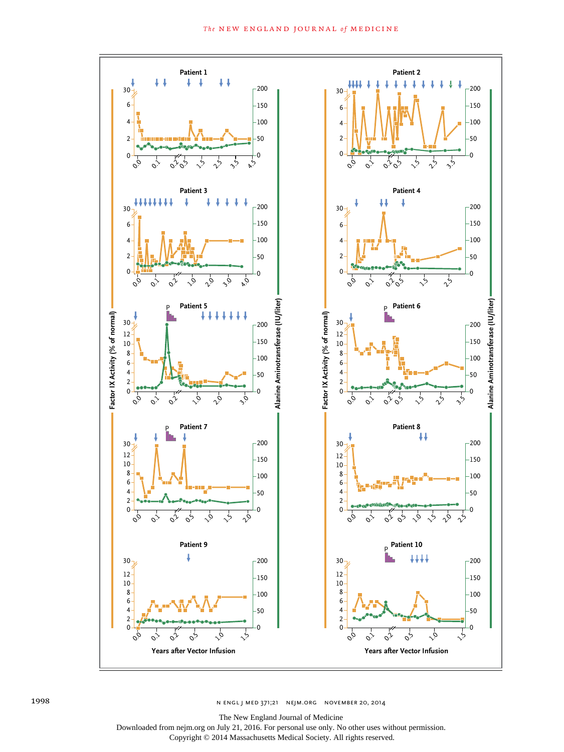Patient 1

Patient 2

Patient 3

Patient 4

Patient 5

Patient 6

Patient 7

Patient 8

Patient 9

Patient 10

Factor IX Activity (% of normal)

Alanine Aminotransferase (IU/liter)

Years after Vector Infusion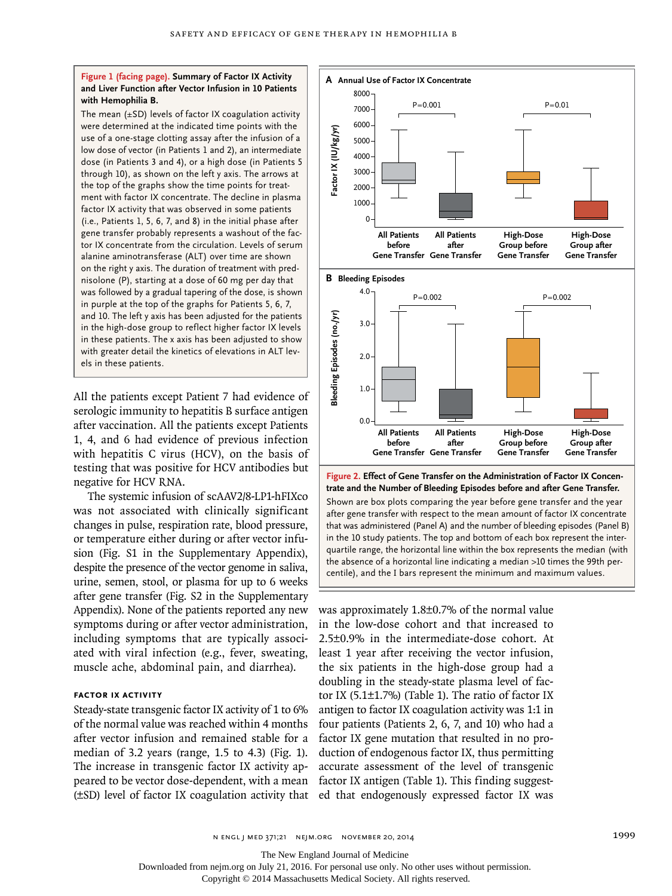**Figure 1 (facing page). Summary of Factor IX Activity and Liver Function after Vector Infusion in 10 Patients with Hemophilia B.**

The mean (±SD) levels of factor IX coagulation activity were determined at the indicated time points with the use of a one-stage clotting assay after the infusion of a low dose of vector (in Patients 1 and 2), an intermediate dose (in Patients 3 and 4), or a high dose (in Patients 5 through 10), as shown on the left y axis. The arrows at the top of the graphs show the time points for treatment with factor IX concentrate. The decline in plasma factor IX activity that was observed in some patients (i.e., Patients 1, 5, 6, 7, and 8) in the initial phase after gene transfer probably represents a washout of the factor IX concentrate from the circulation. Levels of serum alanine aminotransferase (ALT) over time are shown on the right y axis. The duration of treatment with prednisolone (P), starting at a dose of 60 mg per day that was followed by a gradual tapering of the dose, is shown in purple at the top of the graphs for Patients 5, 6, 7, and 10. The left y axis has been adjusted for the patients in the high-dose group to reflect higher factor IX levels in these patients. The x axis has been adjusted to show with greater detail the kinetics of elevations in ALT levels in these patients.

All the patients except Patient 7 had evidence of serologic immunity to hepatitis B surface antigen after vaccination. All the patients except Patients 1, 4, and 6 had evidence of previous infection with hepatitis C virus (HCV), on the basis of testing that was positive for HCV antibodies but negative for HCV RNA.

The systemic infusion of scAAV2/8-LP1-hFIXco was not associated with clinically significant changes in pulse, respiration rate, blood pressure, or temperature either during or after vector infusion (Fig. S1 in the Supplementary Appendix), despite the presence of the vector genome in saliva, urine, semen, stool, or plasma for up to 6 weeks after gene transfer (Fig. S2 in the Supplementary Appendix). None of the patients reported any new symptoms during or after vector administration, including symptoms that are typically associated with viral infection (e.g., fever, sweating, muscle ache, abdominal pain, and diarrhea).

### FACTOR IX ACTIVITY

Steady-state transgenic factor IX activity of 1 to 6% of the normal value was reached within 4 months after vector infusion and remained stable for a median of 3.2 years (range, 1.5 to 4.3) (Fig. 1). The increase in transgenic factor IX activity appeared to be vector dose-dependent, with a mean (±SD) level of factor IX coagulation activity that was approximately 1.8±0.7% of the normal value in the low-dose cohort and that increased to 2.5±0.9% in the intermediate-dose cohort. At least 1 year after receiving the vector infusion, the six patients in the high-dose group had a doubling in the steady-state plasma level of factor IX (5.1±1.7%) (Table 1). The ratio of factor IX antigen to factor IX coagulation activity was 1:1 in four patients (Patients 2, 6, 7, and 10) who had a factor IX gene mutation that resulted in no production of endogenous factor IX, thus permitting accurate assessment of the level of transgenic factor IX antigen (Table 1). This finding suggested that endogenously expressed factor IX was

**Figure 2. Effect of Gene Transfer on the Administration of Factor IX Concentrate and the Number of Bleeding Episodes before and after Gene Transfer.**

Shown are box plots comparing the year before gene transfer and the year after gene transfer with respect to the mean amount of factor IX concentrate that was administered (Panel A) and the number of bleeding episodes (Panel B) in the 10 study patients. The top and bottom of each box represent the interquartile range, the horizontal line within the box represents the median (with the absence of a horizontal line indicating a median >10 times the 99th percentile), and the I bars represent the minimum and maximum values.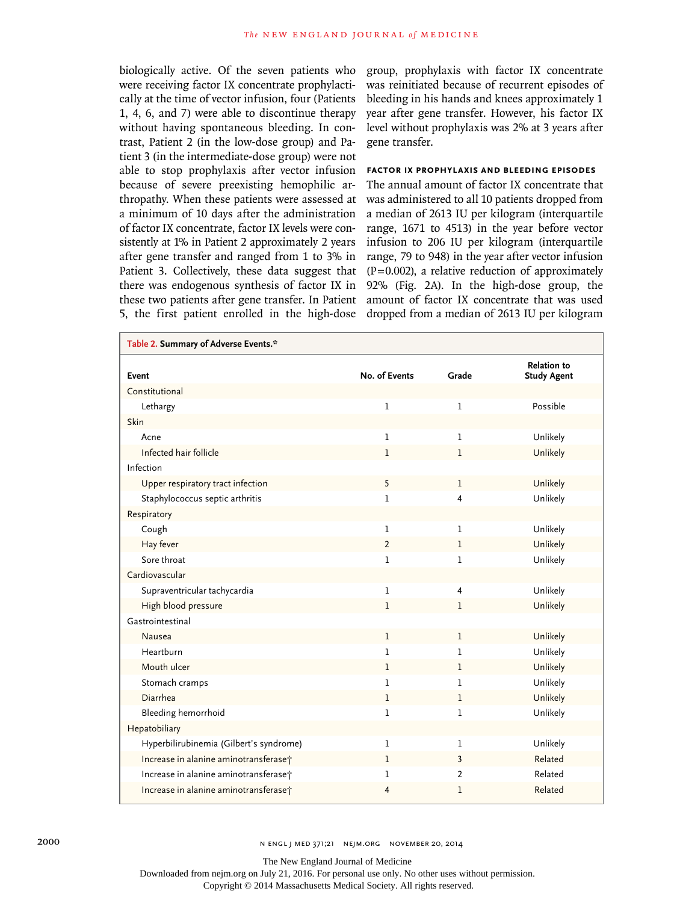biologically active. Of the seven patients who were receiving factor IX concentrate prophylactically at the time of vector infusion, four (Patients 1, 4, 6, and 7) were able to discontinue therapy without having spontaneous bleeding. In contrast, Patient 2 (in the low-dose group) and Patient 3 (in the intermediate-dose group) were not able to stop prophylaxis after vector infusion because of severe preexisting hemophilic arthropathy. When these patients were assessed at a minimum of 10 days after the administration of factor IX concentrate, factor IX levels were consistently at 1% in Patient 2 approximately 2 years after gene transfer and ranged from 1 to 3% in Patient 3. Collectively, these data suggest that there was endogenous synthesis of factor IX in these two patients after gene transfer. In Patient 5, the first patient enrolled in the high-dose group, prophylaxis with factor IX concentrate was reinitiated because of recurrent episodes of bleeding in his hands and knees approximately 1 year after gene transfer. However, his factor IX level without prophylaxis was 2% at 3 years after gene transfer.

### FACTOR IX PROPHYLAXIS AND BLEEDING EPISODES

The annual amount of factor IX concentrate that was administered to all 10 patients dropped from a median of 2613 IU per kilogram (interquartile range, 1671 to 4513) in the year before vector infusion to 206 IU per kilogram (interquartile range, 79 to 948) in the year after vector infusion (P=0.002), a relative reduction of approximately 92% (Fig. 2A). In the high-dose group, the amount of factor IX concentrate that was used dropped from a median of 2613 IU per kilogram

**Table 2. Summary of Adverse Events.***

| Event | No. of Events | Grade | Relation to Study Agent |
|---|---|---|---|
| Constitutional | | | |
| Lethargy | 1 | 1 | Possible |
| Skin | | | |
| Acne | 1 | 1 | Unlikely |
| Infected hair follicle | 1 | 1 | Unlikely |
| Infection | | | |
| Upper respiratory tract infection | 5 | 1 | Unlikely |
| Staphylococcus septic arthritis | 1 | 4 | Unlikely |
| Respiratory | | | |
| Cough | 1 | 1 | Unlikely |
| Hay fever | 2 | 1 | Unlikely |
| Sore throat | 1 | 1 | Unlikely |
| Cardiovascular | | | |
| Supraventricular tachycardia | 1 | 4 | Unlikely |
| High blood pressure | 1 | 1 | Unlikely |
| Gastrointestinal | | | |
| Nausea | 1 | 1 | Unlikely |
| Heartburn | 1 | 1 | Unlikely |
| Mouth ulcer | 1 | 1 | Unlikely |
| Stomach cramps | 1 | 1 | Unlikely |
| Diarrhea | 1 | 1 | Unlikely |
| Bleeding hemorrhoid | 1 | 1 | Unlikely |
| Hepatobiliary | | | |
| Hyperbilirubinemia (Gilbert's syndrome) | 1 | 1 | Unlikely |
| Increase in alanine aminotransferase† | 1 | 3 | Related |
| Increase in alanine aminotransferase† | 1 | 2 | Related |
| Increase in alanine aminotransferase† | 4 | 1 | Related |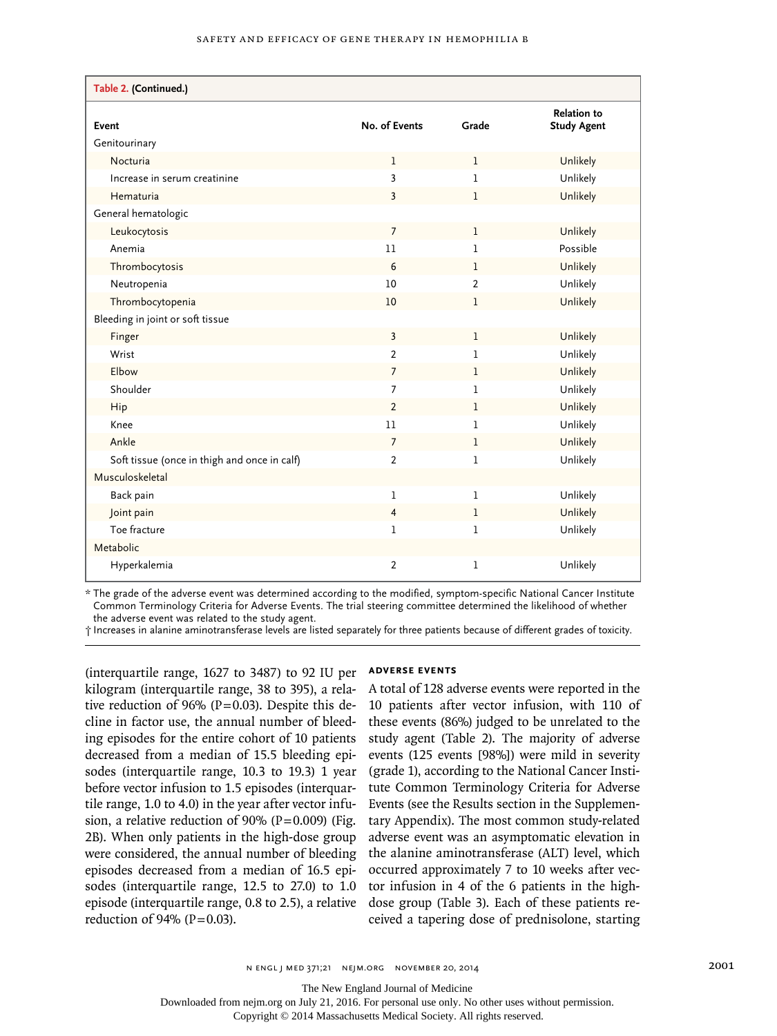**Table 2. (Continued.)**

| Event | No. of Events | Grade | Relation to Study Agent |
|---|---|---|---|
| Genitourinary | | | |
| Nocturia | 1 | 1 | Unlikely |
| Increase in serum creatinine | 3 | 1 | Unlikely |
| Hematuria | 3 | 1 | Unlikely |
| General hematologic | | | |
| Leukocytosis | 7 | 1 | Unlikely |
| Anemia | 11 | 1 | Possible |
| Thrombocytosis | 6 | 1 | Unlikely |
| Neutropenia | 10 | 2 | Unlikely |
| Thrombocytopenia | 10 | 1 | Unlikely |
| Bleeding in joint or soft tissue | | | |
| Finger | 3 | 1 | Unlikely |
| Wrist | 2 | 1 | Unlikely |
| Elbow | 7 | 1 | Unlikely |
| Shoulder | 7 | 1 | Unlikely |
| Hip | 2 | 1 | Unlikely |
| Knee | 11 | 1 | Unlikely |
| Ankle | 7 | 1 | Unlikely |
| Soft tissue (once in thigh and once in calf) | 2 | 1 | Unlikely |
| Musculoskeletal | | | |
| Back pain | 1 | 1 | Unlikely |
| Joint pain | 4 | 1 | Unlikely |
| Toe fracture | 1 | 1 | Unlikely |
| Metabolic | | | |
| Hyperkalemia | 2 | 1 | Unlikely |

\* The grade of the adverse event was determined according to the modified, symptom-specific National Cancer Institute Common Terminology Criteria for Adverse Events. The trial steering committee determined the likelihood of whether the adverse event was related to the study agent.

† Increases in alanine aminotransferase levels are listed separately for three patients because of different grades of toxicity.

(interquartile range, 1627 to 3487) to 92 IU per kilogram (interquartile range, 38 to 395), a relative reduction of 96% (P=0.03). Despite this decline in factor use, the annual number of bleeding episodes for the entire cohort of 10 patients decreased from a median of 15.5 bleeding episodes (interquartile range, 10.3 to 19.3) 1 year before vector infusion to 1.5 episodes (interquartile range, 1.0 to 4.0) in the year after vector infusion, a relative reduction of 90% (P=0.009) (Fig. 2B). When only patients in the high-dose group were considered, the annual number of bleeding episodes decreased from a median of 16.5 episodes (interquartile range, 12.5 to 27.0) to 1.0 episode (interquartile range, 0.8 to 2.5), a relative reduction of 94% (P=0.03).

### ADVERSE EVENTS

A total of 128 adverse events were reported in the 10 patients after vector infusion, with 110 of these events (86%) judged to be unrelated to the study agent (Table 2). The majority of adverse events (125 events [98%]) were mild in severity (grade 1), according to the National Cancer Institute Common Terminology Criteria for Adverse Events (see the Results section in the Supplementary Appendix). The most common study-related adverse event was an asymptomatic elevation in the alanine aminotransferase (ALT) level, which occurred approximately 7 to 10 weeks after vector infusion in 4 of the 6 patients in the high-dose group (Table 3). Each of these patients received a tapering dose of prednisolone, starting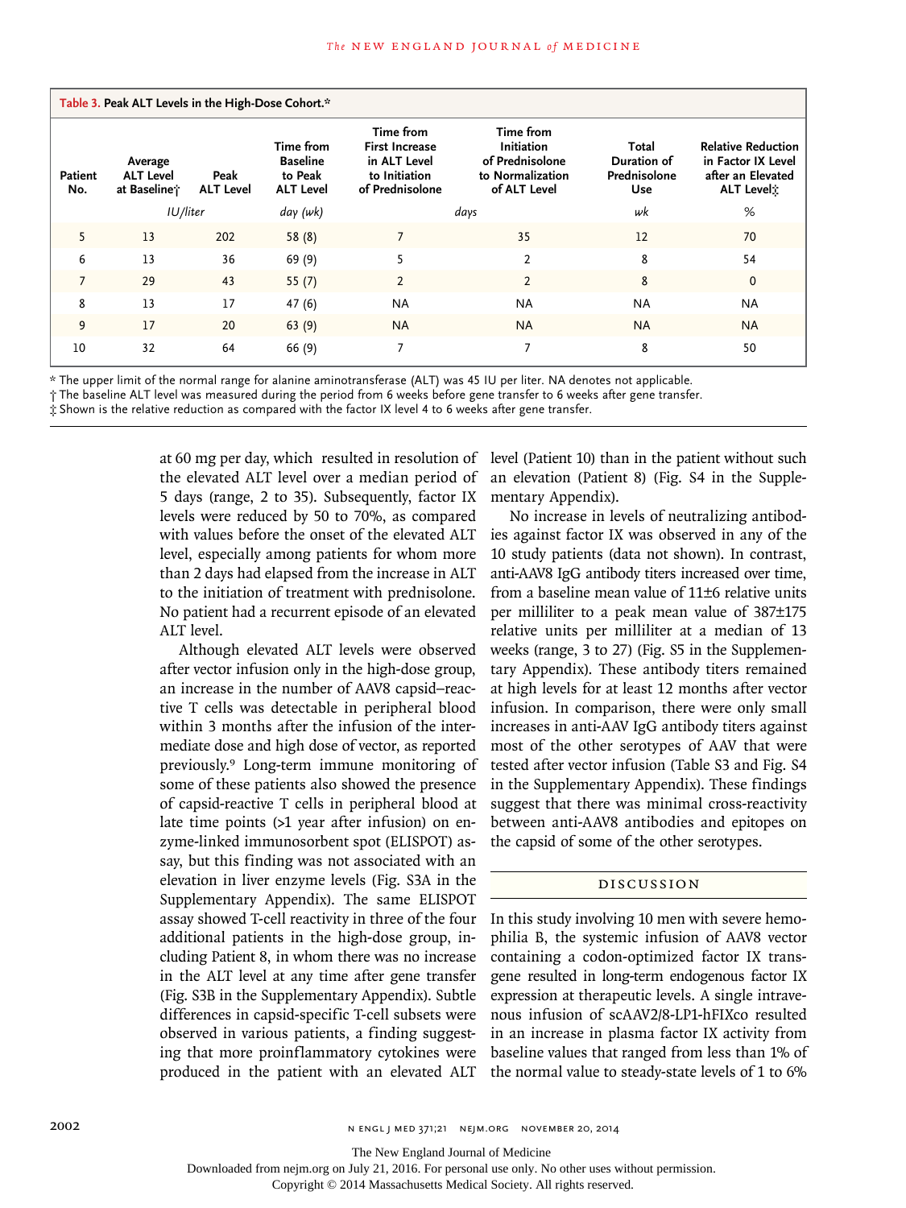**Table 3. Peak ALT Levels in the High-Dose Cohort.***

| Patient No. | Average ALT Level at Baseline† | Peak ALT Level | Time from Baseline to Peak ALT Level | Time from First Increase in ALT Level to Initiation of Prednisolone | Time from Initiation of Prednisolone to Normalization of ALT Level | Total Duration of Prednisolone Use | Relative Reduction in Factor IX Level after an Elevated ALT Level‡ |
|---|---|---|---|---|---|---|---|
| | IU/liter | | day (wk) | days | | wk | % |
| 5 | 13 | 202 | 58 (8) | 7 | 35 | 12 | 70 |
| 6 | 13 | 36 | 69 (9) | 5 | 2 | 8 | 54 |
| 7 | 29 | 43 | 55 (7) | 2 | 2 | 8 | 0 |
| 8 | 13 | 17 | 47 (6) | NA | NA | NA | NA |
| 9 | 17 | 20 | 63 (9) | NA | NA | NA | NA |
| 10 | 32 | 64 | 66 (9) | 7 | 7 | 8 | 50 |

\* The upper limit of the normal range for alanine aminotransferase (ALT) was 45 IU per liter. NA denotes not applicable.
† The baseline ALT level was measured during the period from 6 weeks before gene transfer to 6 weeks after gene transfer.
‡ Shown is the relative reduction as compared with the factor IX level 4 to 6 weeks after gene transfer.

at 60 mg per day, which resulted in resolution of the elevated ALT level over a median period of 5 days (range, 2 to 35). Subsequently, factor IX levels were reduced by 50 to 70%, as compared with values before the onset of the elevated ALT level, especially among patients for whom more than 2 days had elapsed from the increase in ALT to the initiation of treatment with prednisolone. No patient had a recurrent episode of an elevated ALT level.

Although elevated ALT levels were observed after vector infusion only in the high-dose group, an increase in the number of AAV8 capsid–reactive T cells was detectable in peripheral blood within 3 months after the infusion of the intermediate dose and high dose of vector, as reported previously.[9] Long-term immune monitoring of some of these patients also showed the presence of capsid-reactive T cells in peripheral blood at late time points (>1 year after infusion) on enzyme-linked immunosorbent spot (ELISPOT) assay, but this finding was not associated with an elevation in liver enzyme levels (Fig. S3A in the Supplementary Appendix). The same ELISPOT assay showed T-cell reactivity in three of the four additional patients in the high-dose group, including Patient 8, in whom there was no increase in the ALT level at any time after gene transfer (Fig. S3B in the Supplementary Appendix). Subtle differences in capsid-specific T-cell subsets were observed in various patients, a finding suggesting that more proinflammatory cytokines were produced in the patient with an elevated ALT level (Patient 10) than in the patient without such an elevation (Patient 8) (Fig. S4 in the Supplementary Appendix).

No increase in levels of neutralizing antibodies against factor IX was observed in any of the 10 study patients (data not shown). In contrast, anti-AAV8 IgG antibody titers increased over time, from a baseline mean value of 11±6 relative units per milliliter to a peak mean value of 387±175 relative units per milliliter at a median of 13 weeks (range, 3 to 27) (Fig. S5 in the Supplementary Appendix). These antibody titers remained at high levels for at least 12 months after vector infusion. In comparison, there were only small increases in anti-AAV IgG antibody titers against most of the other serotypes of AAV that were tested after vector infusion (Table S3 and Fig. S4 in the Supplementary Appendix). These findings suggest that there was minimal cross-reactivity between anti-AAV8 antibodies and epitopes on the capsid of some of the other serotypes.

## DISCUSSION

In this study involving 10 men with severe hemophilia B, the systemic infusion of AAV8 vector containing a codon-optimized factor IX transgene resulted in long-term endogenous factor IX expression at therapeutic levels. A single intravenous infusion of scAAV2/8-LP1-hFIXco resulted in an increase in plasma factor IX activity from baseline values that ranged from less than 1% of the normal value to steady-state levels of 1 to 6%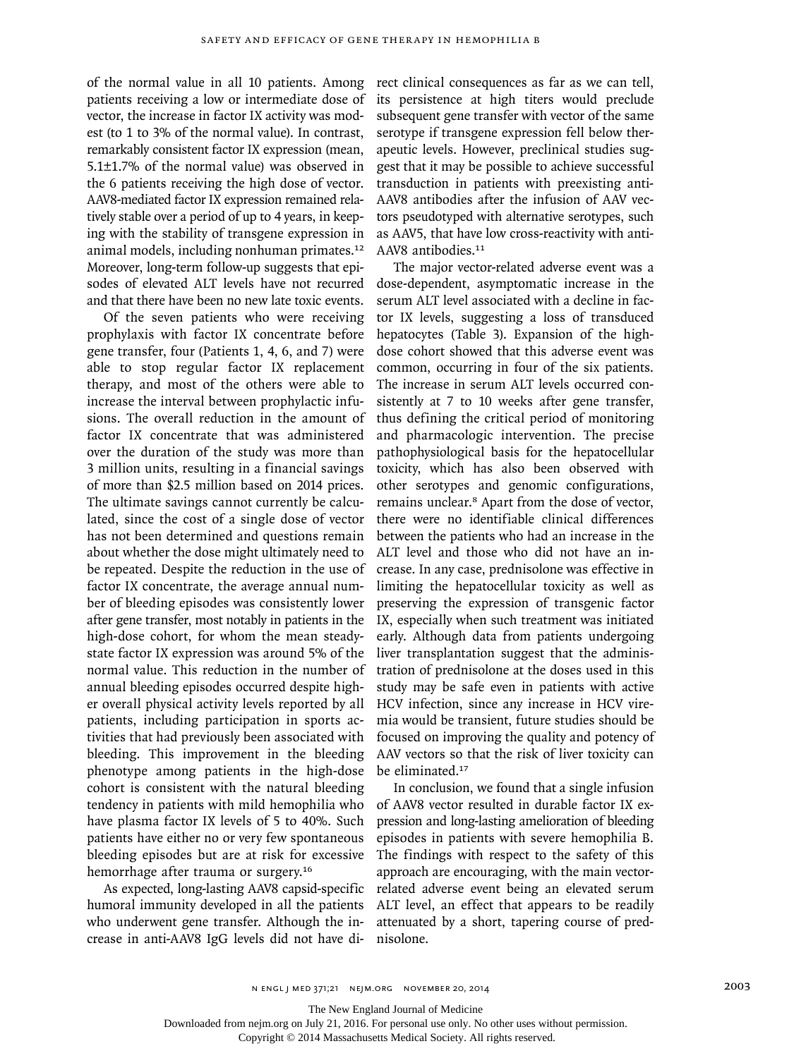of the normal value in all 10 patients. Among patients receiving a low or intermediate dose of vector, the increase in factor IX activity was modest (to 1 to 3% of the normal value). In contrast, remarkably consistent factor IX expression (mean, 5.1±1.7% of the normal value) was observed in the 6 patients receiving the high dose of vector. AAV8-mediated factor IX expression remained relatively stable over a period of up to 4 years, in keeping with the stability of transgene expression in animal models, including nonhuman primates.[12] Moreover, long-term follow-up suggests that episodes of elevated ALT levels have not recurred and that there have been no new late toxic events.

Of the seven patients who were receiving prophylaxis with factor IX concentrate before gene transfer, four (Patients 1, 4, 6, and 7) were able to stop regular factor IX replacement therapy, and most of the others were able to increase the interval between prophylactic infusions. The overall reduction in the amount of factor IX concentrate that was administered over the duration of the study was more than 3 million units, resulting in a financial savings of more than $2.5 million based on 2014 prices. The ultimate savings cannot currently be calculated, since the cost of a single dose of vector has not been determined and questions remain about whether the dose might ultimately need to be repeated. Despite the reduction in the use of factor IX concentrate, the average annual number of bleeding episodes was consistently lower after gene transfer, most notably in patients in the high-dose cohort, for whom the mean steady-state factor IX expression was around 5% of the normal value. This reduction in the number of annual bleeding episodes occurred despite higher overall physical activity levels reported by all patients, including participation in sports activities that had previously been associated with bleeding. This improvement in the bleeding phenotype among patients in the high-dose cohort is consistent with the natural bleeding tendency in patients with mild hemophilia who have plasma factor IX levels of 5 to 40%. Such patients have either no or very few spontaneous bleeding episodes but are at risk for excessive hemorrhage after trauma or surgery.[16]

As expected, long-lasting AAV8 capsid-specific humoral immunity developed in all the patients who underwent gene transfer. Although the increase in anti-AAV8 IgG levels did not have direct clinical consequences as far as we can tell, its persistence at high titers would preclude subsequent gene transfer with vector of the same serotype if transgene expression fell below therapeutic levels. However, preclinical studies suggest that it may be possible to achieve successful transduction in patients with preexisting anti-AAV8 antibodies after the infusion of AAV vectors pseudotyped with alternative serotypes, such as AAV5, that have low cross-reactivity with anti-AAV8 antibodies.[11]

The major vector-related adverse event was a dose-dependent, asymptomatic increase in the serum ALT level associated with a decline in factor IX levels, suggesting a loss of transduced hepatocytes (Table 3). Expansion of the high-dose cohort showed that this adverse event was common, occurring in four of the six patients. The increase in serum ALT levels occurred consistently at 7 to 10 weeks after gene transfer, thus defining the critical period of monitoring and pharmacologic intervention. The precise pathophysiological basis for the hepatocellular toxicity, which has also been observed with other serotypes and genomic configurations, remains unclear.[8] Apart from the dose of vector, there were no identifiable clinical differences between the patients who had an increase in the ALT level and those who did not have an increase. In any case, prednisolone was effective in limiting the hepatocellular toxicity as well as preserving the expression of transgenic factor IX, especially when such treatment was initiated early. Although data from patients undergoing liver transplantation suggest that the administration of prednisolone at the doses used in this study may be safe even in patients with active HCV infection, since any increase in HCV viremia would be transient, future studies should be focused on improving the quality and potency of AAV vectors so that the risk of liver toxicity can be eliminated.[17]

In conclusion, we found that a single infusion of AAV8 vector resulted in durable factor IX expression and long-lasting amelioration of bleeding episodes in patients with severe hemophilia B. The findings with respect to the safety of this approach are encouraging, with the main vector-related adverse event being an elevated serum ALT level, an effect that appears to be readily attenuated by a short, tapering course of prednisolone.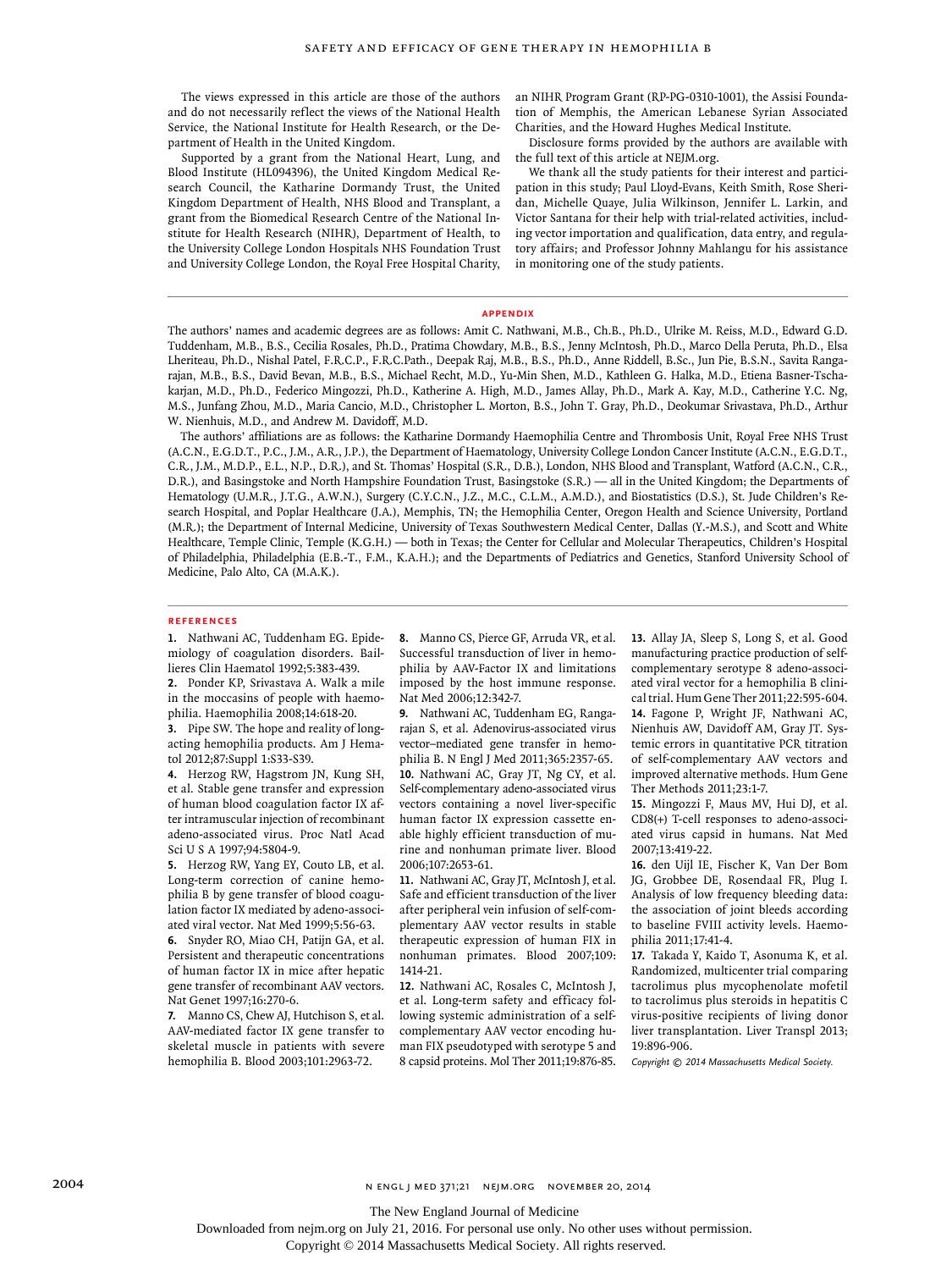The views expressed in this article are those of the authors and do not necessarily reflect the views of the National Health Service, the National Institute for Health Research, or the Department of Health in the United Kingdom.

Supported by a grant from the National Heart, Lung, and Blood Institute (HL094396), the United Kingdom Medical Research Council, the Katharine Dormandy Trust, the United Kingdom Department of Health, NHS Blood and Transplant, a grant from the Biomedical Research Centre of the National Institute for Health Research (NIHR), Department of Health, to the University College London Hospitals NHS Foundation Trust and University College London, the Royal Free Hospital Charity, an NIHR Program Grant (RP-PG-0310-1001), the Assisi Foundation of Memphis, the American Lebanese Syrian Associated Charities, and the Howard Hughes Medical Institute.

Disclosure forms provided by the authors are available with the full text of this article at NEJM.org.

We thank all the study patients for their interest and participation in this study; Paul Lloyd-Evans, Keith Smith, Rose Sheridan, Michelle Quaye, Julia Wilkinson, Jennifer L. Larkin, and Victor Santana for their help with trial-related activities, including vector importation and qualification, data entry, and regulatory affairs; and Professor Johnny Mahlangu for his assistance in monitoring one of the study patients.

## APPENDIX

The authors' names and academic degrees are as follows: Amit C. Nathwani, M.B., Ch.B., Ph.D., Ulrike M. Reiss, M.D., Edward G.D. Tuddenham, M.B., B.S., Cecilia Rosales, Ph.D., Pratima Chowdary, M.B., B.S., Jenny McIntosh, Ph.D., Marco Della Peruta, Ph.D., Elsa Lheriteau, Ph.D., Nishal Patel, F.R.C.P., F.R.C.Path., Deepak Raj, M.B., B.S., Ph.D., Anne Riddell, B.Sc., Jun Pie, B.S.N., Savita Rangarajan, M.B., B.S., David Bevan, M.B., B.S., Michael Recht, M.D., Yu-Min Shen, M.D., Kathleen G. Halka, M.D., Etiena Basner-Tschakarjan, M.D., Ph.D., Federico Mingozzi, Ph.D., Katherine A. High, M.D., James Allay, Ph.D., Mark A. Kay, M.D., Catherine Y.C. Ng, M.S., Junfang Zhou, M.D., Maria Cancio, M.D., Christopher L. Morton, B.S., John T. Gray, Ph.D., Deokumar Srivastava, Ph.D., Arthur W. Nienhuis, M.D., and Andrew M. Davidoff, M.D.

The authors' affiliations are as follows: the Katharine Dormandy Haemophilia Centre and Thrombosis Unit, Royal Free NHS Trust (A.C.N., E.G.D.T., P.C., J.M., A.R., J.P.), the Department of Haematology, University College London Cancer Institute (A.C.N., E.G.D.T., C.R., J.M., M.D.P., E.L., N.P., D.R.), and St. Thomas' Hospital (S.R., D.B.), London, NHS Blood and Transplant, Watford (A.C.N., C.R., D.R.), and Basingstoke and North Hampshire Foundation Trust, Basingstoke (S.R.) — all in the United Kingdom; the Departments of Hematology (U.M.R., J.T.G., A.W.N.), Surgery (C.Y.C.N., J.Z., M.C., C.L.M., A.M.D.), and Biostatistics (D.S.), St. Jude Children's Research Hospital, and Poplar Healthcare (J.A.), Memphis, TN; the Hemophilia Center, Oregon Health and Science University, Portland (M.R.); the Department of Internal Medicine, University of Texas Southwestern Medical Center, Dallas (Y.-M.S.), and Scott and White Healthcare, Temple Clinic, Temple (K.G.H.) — both in Texas; the Center for Cellular and Molecular Therapeutics, Children's Hospital of Philadelphia, Philadelphia (E.B.-T., F.M., K.A.H.); and the Departments of Pediatrics and Genetics, Stanford University School of Medicine, Palo Alto, CA (M.A.K.).

## REFERENCES

1. Nathwani AC, Tuddenham EG. Epidemiology of coagulation disorders. Baillieres Clin Haematol 1992;5:383-439.
2. Ponder KP, Srivastava A. Walk a mile in the moccasins of people with haemophilia. Haemophilia 2008;14:618-20.
3. Pipe SW. The hope and reality of long-acting hemophilia products. Am J Hematol 2012;87:Suppl 1:S33-S39.
4. Herzog RW, Hagstrom JN, Kung SH, et al. Stable gene transfer and expression of human blood coagulation factor IX after intramuscular injection of recombinant adeno-associated virus. Proc Natl Acad Sci U S A 1997;94:5804-9.
5. Herzog RW, Yang EY, Couto LB, et al. Long-term correction of canine hemophilia B by gene transfer of blood coagulation factor IX mediated by adeno-associated viral vector. Nat Med 1999;5:56-63.
6. Snyder RO, Miao CH, Patijn GA, et al. Persistent and therapeutic concentrations of human factor IX in mice after hepatic gene transfer of recombinant AAV vectors. Nat Genet 1997;16:270-6.
7. Manno CS, Chew AJ, Hutchison S, et al. AAV-mediated factor IX gene transfer to skeletal muscle in patients with severe hemophilia B. Blood 2003;101:2963-72.
8. Manno CS, Pierce GF, Arruda VR, et al. Successful transduction of liver in hemophilia by AAV-Factor IX and limitations imposed by the host immune response. Nat Med 2006;12:342-7.
9. Nathwani AC, Tuddenham EG, Rangarajan S, et al. Adenovirus-associated virus vector–mediated gene transfer in hemophilia B. N Engl J Med 2011;365:2357-65.
10. Nathwani AC, Gray JT, Ng CY, et al. Self-complementary adeno-associated virus vectors containing a novel liver-specific human factor IX expression cassette enable highly efficient transduction of murine and nonhuman primate liver. Blood 2006;107:2653-61.
11. Nathwani AC, Gray JT, McIntosh J, et al. Safe and efficient transduction of the liver after peripheral vein infusion of self-complementary AAV vector results in stable therapeutic expression of human FIX in nonhuman primates. Blood 2007;109:1414-21.
12. Nathwani AC, Rosales C, McIntosh J, et al. Long-term safety and efficacy following systemic administration of a self-complementary AAV vector encoding human FIX pseudotyped with serotype 5 and 8 capsid proteins. Mol Ther 2011;19:876-85.
13. Allay JA, Sleep S, Long S, et al. Good manufacturing practice production of self-complementary serotype 8 adeno-associated viral vector for a hemophilia B clinical trial. Hum Gene Ther 2011;22:595-604.
14. Fagone P, Wright JF, Nathwani AC, Nienhuis AW, Davidoff AM, Gray JT. Systemic errors in quantitative PCR titration of self-complementary AAV vectors and improved alternative methods. Hum Gene Ther Methods 2011;23:1-7.
15. Mingozzi F, Maus MV, Hui DJ, et al. CD8(+) T-cell responses to adeno-associated virus capsid in humans. Nat Med 2007;13:419-22.
16. den Uijl IE, Fischer K, Van Der Bom JG, Grobbee DE, Rosendaal FR, Plug I. Analysis of low frequency bleeding data: the association of joint bleeds according to baseline FVIII activity levels. Haemophilia 2011;17:41-4.
17. Takada Y, Kaido T, Asonuma K, et al. Randomized, multicenter trial comparing tacrolimus plus mycophenolate mofetil to tacrolimus plus steroids in hepatitis C virus-positive recipients of living donor liver transplantation. Liver Transpl 2013;19:896-906.

*Copyright © 2014 Massachusetts Medical Society.*